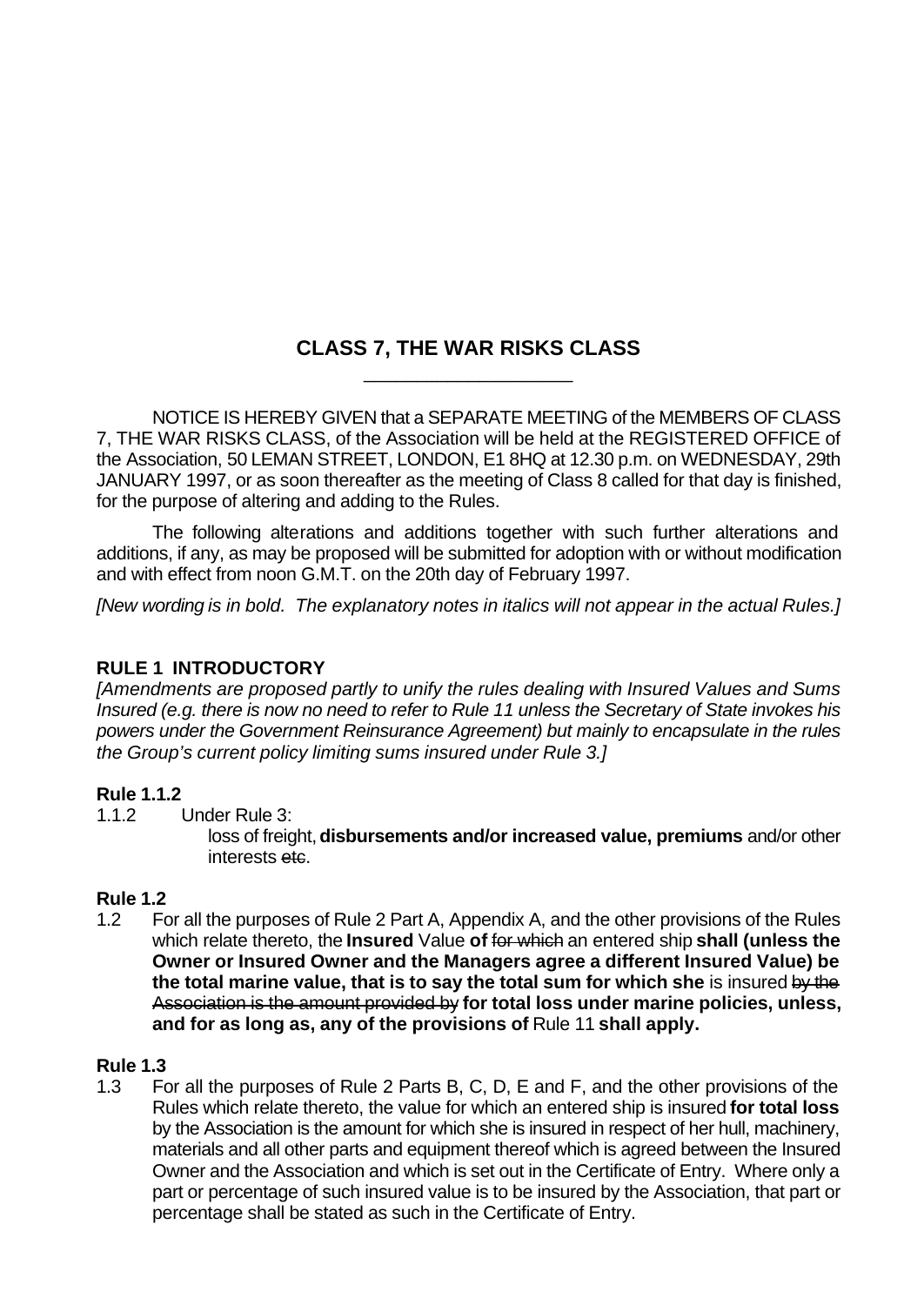## CLASS 7, THE WAR RISKS CLASS

NOTICE IS HEREBY GIVEN that a SEPARATE MEETING of the MEMBERS OF CLASS 7, THE WAR RISKS CLASS, of the Association will be held at the REGISTERED OFFICE of the Association, 50 LEMAN STREET, LONDON, E1 8HQ at 12.30 p.m. on WEDNESDAY, 29th JANUARY 1997, or as soon thereafter as the meeting of Class 8 called for that day is finished, for the purpose of altering and adding to the Rules.

The following alterations and additions together with such further alterations and additions, if any, as may be proposed will be submitted for adoption with or without modification and with effect from noon G.M.T. on the 20th day of February 1997.

*[New wording is in bold. The explanatory notes in italics will not appear in the actual Rules.]*

### RULE 1 INTRODUCTORY

*[Amendments are proposed partly to unify the rules dealing with Insured Values and Sums Insured (e.g. there is now no need to refer to Rule 11 unless the Secretary of State invokes his powers under the Government Reinsurance Agreement) but mainly to encapsulate in the rules the Group's current policy limiting sums insured under Rule 3.]*

**Rule 1.1.2**

1.1.2 Under Rule 3:
loss of freight, **disbursements and/or increased value, premiums** and/or other interests ~~etc~~.

**Rule 1.2**

1.2 For all the purposes of Rule 2 Part A, Appendix A, and the other provisions of the Rules which relate thereto, the **Insured** Value **of** ~~for which~~ an entered ship **shall (unless the Owner or Insured Owner and the Managers agree a different Insured Value) be the total marine value, that is to say the total sum for which she** is insured ~~by the Association is the amount provided by~~ **for total loss under marine policies, unless, and for as long as, any of the provisions of** Rule 11 **shall apply.**

**Rule 1.3**

1.3 For all the purposes of Rule 2 Parts B, C, D, E and F, and the other provisions of the Rules which relate thereto, the value for which an entered ship is insured **for total loss** by the Association is the amount for which she is insured in respect of her hull, machinery, materials and all other parts and equipment thereof which is agreed between the Insured Owner and the Association and which is set out in the Certificate of Entry. Where only a part or percentage of such insured value is to be insured by the Association, that part or percentage shall be stated as such in the Certificate of Entry.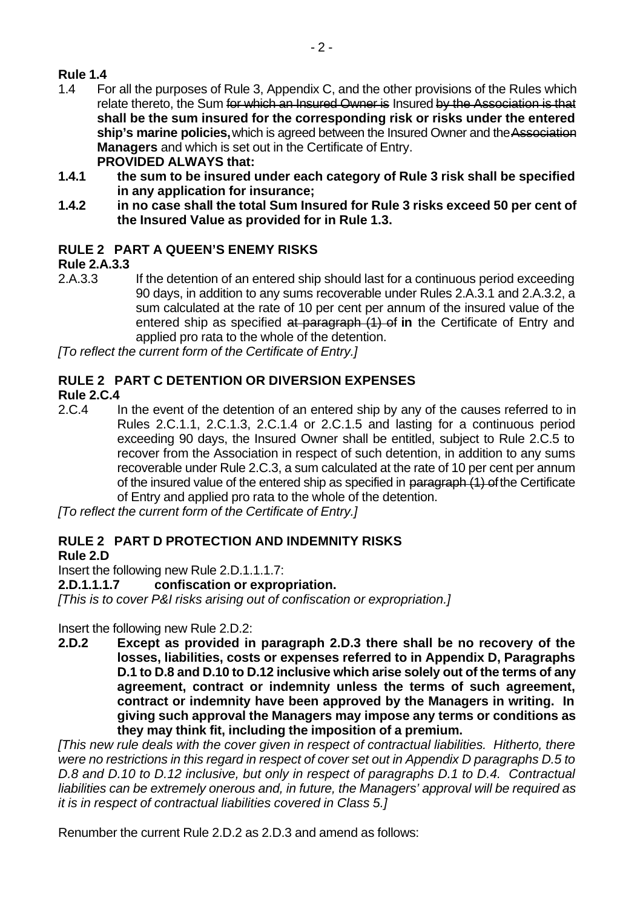**Rule 1.4**

1.4 For all the purposes of Rule 3, Appendix C, and the other provisions of the Rules which relate thereto, the Sum ~~for which an Insured Owner is~~ Insured ~~by the Association is that~~ **shall be the sum insured for the corresponding risk or risks under the entered ship's marine policies,** which is agreed between the Insured Owner and the ~~Association~~ **Managers** and which is set out in the Certificate of Entry.

**PROVIDED ALWAYS that:**

**1.4.1 the sum to be insured under each category of Rule 3 risk shall be specified in any application for insurance;**

**1.4.2 in no case shall the total Sum Insured for Rule 3 risks exceed 50 per cent of the Insured Value as provided for in Rule 1.3.**

## RULE 2 PART A QUEEN'S ENEMY RISKS

**Rule 2.A.3.3**

2.A.3.3 If the detention of an entered ship should last for a continuous period exceeding 90 days, in addition to any sums recoverable under Rules 2.A.3.1 and 2.A.3.2, a sum calculated at the rate of 10 per cent per annum of the insured value of the entered ship as specified ~~at paragraph (1) of~~ **in** the Certificate of Entry and applied pro rata to the whole of the detention.

*[To reflect the current form of the Certificate of Entry.]*

## RULE 2 PART C DETENTION OR DIVERSION EXPENSES

**Rule 2.C.4**

2.C.4 In the event of the detention of an entered ship by any of the causes referred to in Rules 2.C.1.1, 2.C.1.3, 2.C.1.4 or 2.C.1.5 and lasting for a continuous period exceeding 90 days, the Insured Owner shall be entitled, subject to Rule 2.C.5 to recover from the Association in respect of such detention, in addition to any sums recoverable under Rule 2.C.3, a sum calculated at the rate of 10 per cent per annum of the insured value of the entered ship as specified in ~~paragraph (1) of~~ the Certificate of Entry and applied pro rata to the whole of the detention.

*[To reflect the current form of the Certificate of Entry.]*

## RULE 2 PART D PROTECTION AND INDEMNITY RISKS

**Rule 2.D**

Insert the following new Rule 2.D.1.1.1.7:

**2.D.1.1.1.7 confiscation or expropriation.**

*[This is to cover P&I risks arising out of confiscation or expropriation.]*

Insert the following new Rule 2.D.2:

**2.D.2 Except as provided in paragraph 2.D.3 there shall be no recovery of the losses, liabilities, costs or expenses referred to in Appendix D, Paragraphs D.1 to D.8 and D.10 to D.12 inclusive which arise solely out of the terms of any agreement, contract or indemnity unless the terms of such agreement, contract or indemnity have been approved by the Managers in writing. In giving such approval the Managers may impose any terms or conditions as they may think fit, including the imposition of a premium.**

*[This new rule deals with the cover given in respect of contractual liabilities. Hitherto, there were no restrictions in this regard in respect of cover set out in Appendix D paragraphs D.5 to D.8 and D.10 to D.12 inclusive, but only in respect of paragraphs D.1 to D.4. Contractual liabilities can be extremely onerous and, in future, the Managers' approval will be required as it is in respect of contractual liabilities covered in Class 5.]*

Renumber the current Rule 2.D.2 as 2.D.3 and amend as follows: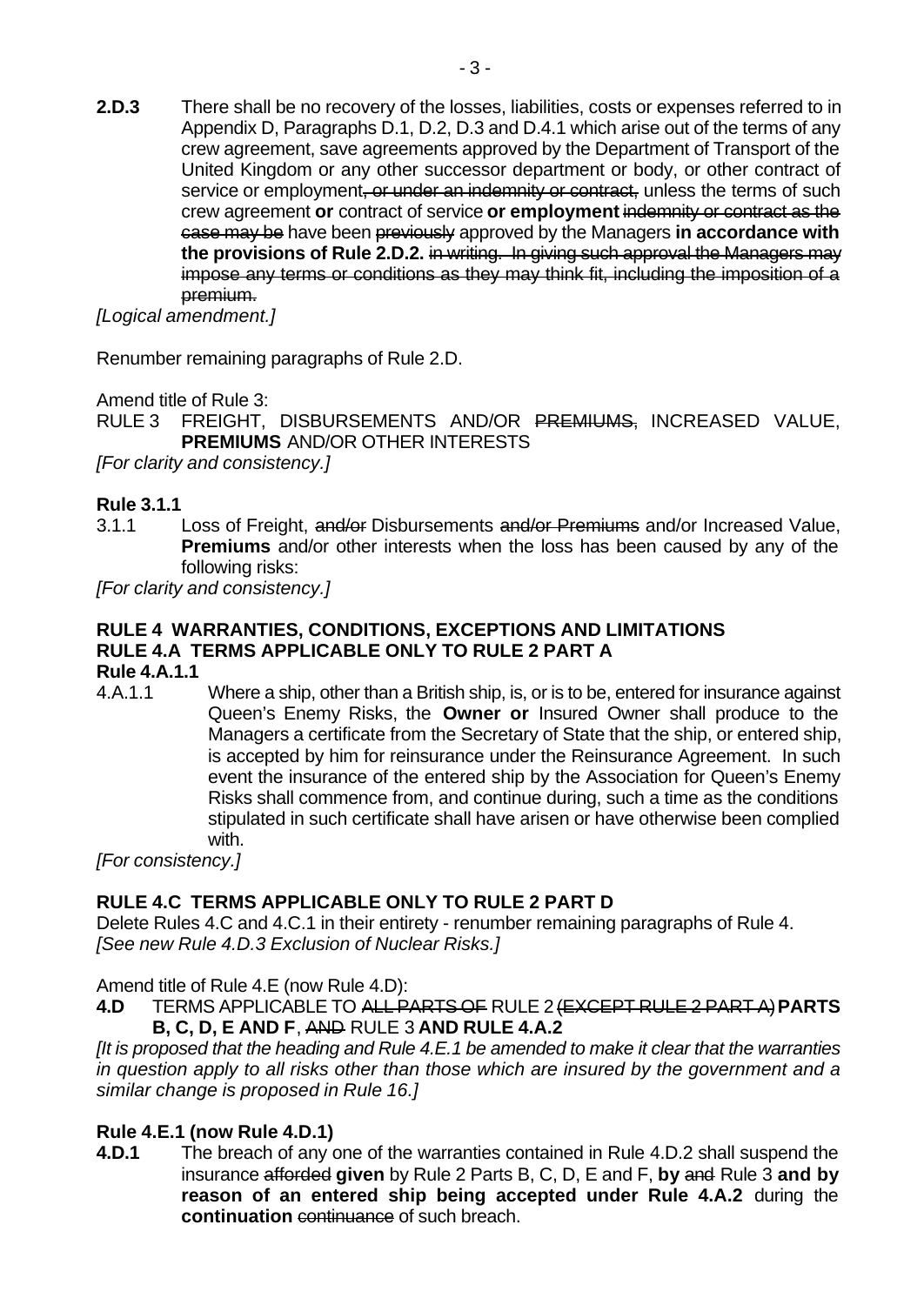**2.D.3** There shall be no recovery of the losses, liabilities, costs or expenses referred to in Appendix D, Paragraphs D.1, D.2, D.3 and D.4.1 which arise out of the terms of any crew agreement, save agreements approved by the Department of Transport of the United Kingdom or any other successor department or body, or other contract of service or employment~~, or under an indemnity or contract,~~ unless the terms of such crew agreement **or** contract of service **or employment** ~~indemnity or contract as the case may be~~ have been ~~previously~~ approved by the Managers **in accordance with the provisions of Rule 2.D.2.** ~~in writing. In giving such approval the Managers may impose any terms or conditions as they may think fit, including the imposition of a premium.~~

*[Logical amendment.]*

Renumber remaining paragraphs of Rule 2.D.

Amend title of Rule 3:

RULE 3 FREIGHT, DISBURSEMENTS AND/OR ~~PREMIUMS,~~ INCREASED VALUE, **PREMIUMS** AND/OR OTHER INTERESTS

*[For clarity and consistency.]*

**Rule 3.1.1**

3.1.1 Loss of Freight, ~~and/or~~ Disbursements ~~and/or Premiums~~ and/or Increased Value, **Premiums** and/or other interests when the loss has been caused by any of the following risks:

*[For clarity and consistency.]*

**RULE 4 WARRANTIES, CONDITIONS, EXCEPTIONS AND LIMITATIONS**
**RULE 4.A TERMS APPLICABLE ONLY TO RULE 2 PART A**
**Rule 4.A.1.1**

4.A.1.1 Where a ship, other than a British ship, is, or is to be, entered for insurance against Queen's Enemy Risks, the **Owner or** Insured Owner shall produce to the Managers a certificate from the Secretary of State that the ship, or entered ship, is accepted by him for reinsurance under the Reinsurance Agreement. In such event the insurance of the entered ship by the Association for Queen's Enemy Risks shall commence from, and continue during, such a time as the conditions stipulated in such certificate shall have arisen or have otherwise been complied with.

*[For consistency.]*

**RULE 4.C TERMS APPLICABLE ONLY TO RULE 2 PART D**

Delete Rules 4.C and 4.C.1 in their entirety - renumber remaining paragraphs of Rule 4.
*[See new Rule 4.D.3 Exclusion of Nuclear Risks.]*

Amend title of Rule 4.E (now Rule 4.D):

**4.D** TERMS APPLICABLE TO ~~ALL PARTS OF~~ RULE 2 ~~(EXCEPT RULE 2 PART A)~~ **PARTS B, C, D, E AND F**, ~~AND~~ RULE 3 **AND RULE 4.A.2**

*[It is proposed that the heading and Rule 4.E.1 be amended to make it clear that the warranties in question apply to all risks other than those which are insured by the government and a similar change is proposed in Rule 16.]*

**Rule 4.E.1 (now Rule 4.D.1)**

**4.D.1** The breach of any one of the warranties contained in Rule 4.D.2 shall suspend the insurance ~~afforded~~ **given** by Rule 2 Parts B, C, D, E and F, **by** ~~and~~ Rule 3 **and by reason of an entered ship being accepted under Rule 4.A.2** during the **continuation** ~~continuance~~ of such breach.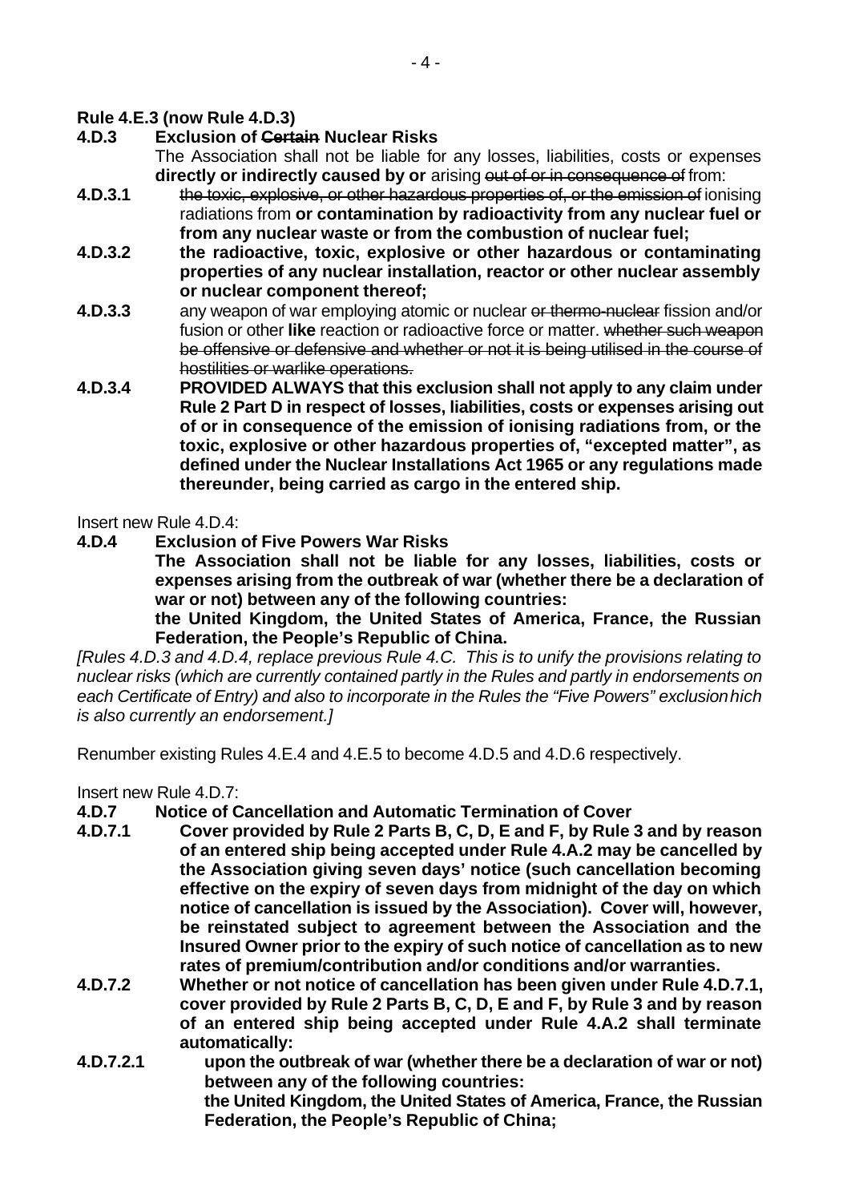**Rule 4.E.3 (now Rule 4.D.3)**

**4.D.3 Exclusion of ~~Certain~~ Nuclear Risks**

The Association shall not be liable for any losses, liabilities, costs or expenses **directly or indirectly caused by or** arising ~~out of or in consequence of~~ from:

**4.D.3.1** ~~the toxic, explosive, or other hazardous properties of, or the emission of~~ ionising radiations from **or contamination by radioactivity from any nuclear fuel or from any nuclear waste or from the combustion of nuclear fuel;**

**4.D.3.2** **the radioactive, toxic, explosive or other hazardous or contaminating properties of any nuclear installation, reactor or other nuclear assembly or nuclear component thereof;**

**4.D.3.3** any weapon of war employing atomic or nuclear ~~or thermo-nuclear~~ fission and/or fusion or other **like** reaction or radioactive force or matter. ~~whether such weapon be offensive or defensive and whether or not it is being utilised in the course of hostilities or warlike operations.~~

**4.D.3.4** **PROVIDED ALWAYS that this exclusion shall not apply to any claim under Rule 2 Part D in respect of losses, liabilities, costs or expenses arising out of or in consequence of the emission of ionising radiations from, or the toxic, explosive or other hazardous properties of, "excepted matter", as defined under the Nuclear Installations Act 1965 or any regulations made thereunder, being carried as cargo in the entered ship.**

Insert new Rule 4.D.4:

**4.D.4 Exclusion of Five Powers War Risks**

**The Association shall not be liable for any losses, liabilities, costs or expenses arising from the outbreak of war (whether there be a declaration of war or not) between any of the following countries:**

**the United Kingdom, the United States of America, France, the Russian Federation, the People's Republic of China.**

*[Rules 4.D.3 and 4.D.4, replace previous Rule 4.C. This is to unify the provisions relating to nuclear risks (which are currently contained partly in the Rules and partly in endorsements on each Certificate of Entry) and also to incorporate in the Rules the "Five Powers" exclusionhich is also currently an endorsement.]*

Renumber existing Rules 4.E.4 and 4.E.5 to become 4.D.5 and 4.D.6 respectively.

Insert new Rule 4.D.7:

**4.D.7 Notice of Cancellation and Automatic Termination of Cover**

**4.D.7.1** **Cover provided by Rule 2 Parts B, C, D, E and F, by Rule 3 and by reason of an entered ship being accepted under Rule 4.A.2 may be cancelled by the Association giving seven days' notice (such cancellation becoming effective on the expiry of seven days from midnight of the day on which notice of cancellation is issued by the Association). Cover will, however, be reinstated subject to agreement between the Association and the Insured Owner prior to the expiry of such notice of cancellation as to new rates of premium/contribution and/or conditions and/or warranties.**

**4.D.7.2** **Whether or not notice of cancellation has been given under Rule 4.D.7.1, cover provided by Rule 2 Parts B, C, D, E and F, by Rule 3 and by reason of an entered ship being accepted under Rule 4.A.2 shall terminate automatically:**

**4.D.7.2.1** **upon the outbreak of war (whether there be a declaration of war or not) between any of the following countries:**

**the United Kingdom, the United States of America, France, the Russian Federation, the People's Republic of China;**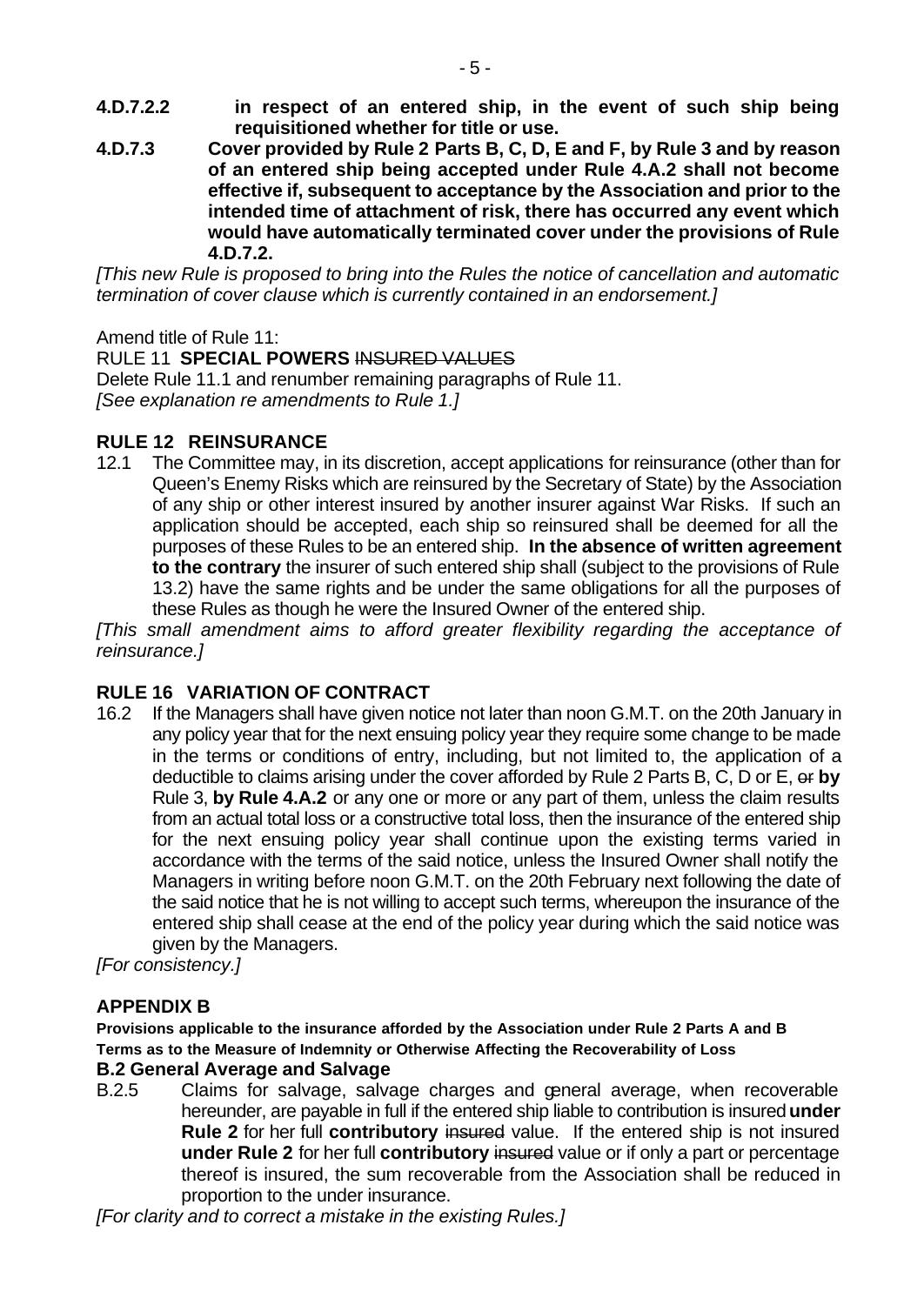**4.D.7.2.2 in respect of an entered ship, in the event of such ship being requisitioned whether for title or use.**

**4.D.7.3 Cover provided by Rule 2 Parts B, C, D, E and F, by Rule 3 and by reason of an entered ship being accepted under Rule 4.A.2 shall not become effective if, subsequent to acceptance by the Association and prior to the intended time of attachment of risk, there has occurred any event which would have automatically terminated cover under the provisions of Rule 4.D.7.2.**

*[This new Rule is proposed to bring into the Rules the notice of cancellation and automatic termination of cover clause which is currently contained in an endorsement.]*

Amend title of Rule 11:

RULE 11 **SPECIAL POWERS** ~~INSURED VALUES~~

Delete Rule 11.1 and renumber remaining paragraphs of Rule 11.

*[See explanation re amendments to Rule 1.]*

## RULE 12 REINSURANCE

12.1 The Committee may, in its discretion, accept applications for reinsurance (other than for Queen's Enemy Risks which are reinsured by the Secretary of State) by the Association of any ship or other interest insured by another insurer against War Risks. If such an application should be accepted, each ship so reinsured shall be deemed for all the purposes of these Rules to be an entered ship. **In the absence of written agreement to the contrary** the insurer of such entered ship shall (subject to the provisions of Rule 13.2) have the same rights and be under the same obligations for all the purposes of these Rules as though he were the Insured Owner of the entered ship.

*[This small amendment aims to afford greater flexibility regarding the acceptance of reinsurance.]*

## RULE 16 VARIATION OF CONTRACT

16.2 If the Managers shall have given notice not later than noon G.M.T. on the 20th January in any policy year that for the next ensuing policy year they require some change to be made in the terms or conditions of entry, including, but not limited to, the application of a deductible to claims arising under the cover afforded by Rule 2 Parts B, C, D or E, ~~or~~ **by** Rule 3, **by Rule 4.A.2** or any one or more or any part of them, unless the claim results from an actual total loss or a constructive total loss, then the insurance of the entered ship for the next ensuing policy year shall continue upon the existing terms varied in accordance with the terms of the said notice, unless the Insured Owner shall notify the Managers in writing before noon G.M.T. on the 20th February next following the date of the said notice that he is not willing to accept such terms, whereupon the insurance of the entered ship shall cease at the end of the policy year during which the said notice was given by the Managers.

*[For consistency.]*

## APPENDIX B

**Provisions applicable to the insurance afforded by the Association under Rule 2 Parts A and B**

**Terms as to the Measure of Indemnity or Otherwise Affecting the Recoverability of Loss**

### B.2 General Average and Salvage

B.2.5 Claims for salvage, salvage charges and general average, when recoverable hereunder, are payable in full if the entered ship liable to contribution is insured **under Rule 2** for her full **contributory** ~~insured~~ value. If the entered ship is not insured **under Rule 2** for her full **contributory** ~~insured~~ value or if only a part or percentage thereof is insured, the sum recoverable from the Association shall be reduced in proportion to the under insurance.

*[For clarity and to correct a mistake in the existing Rules.]*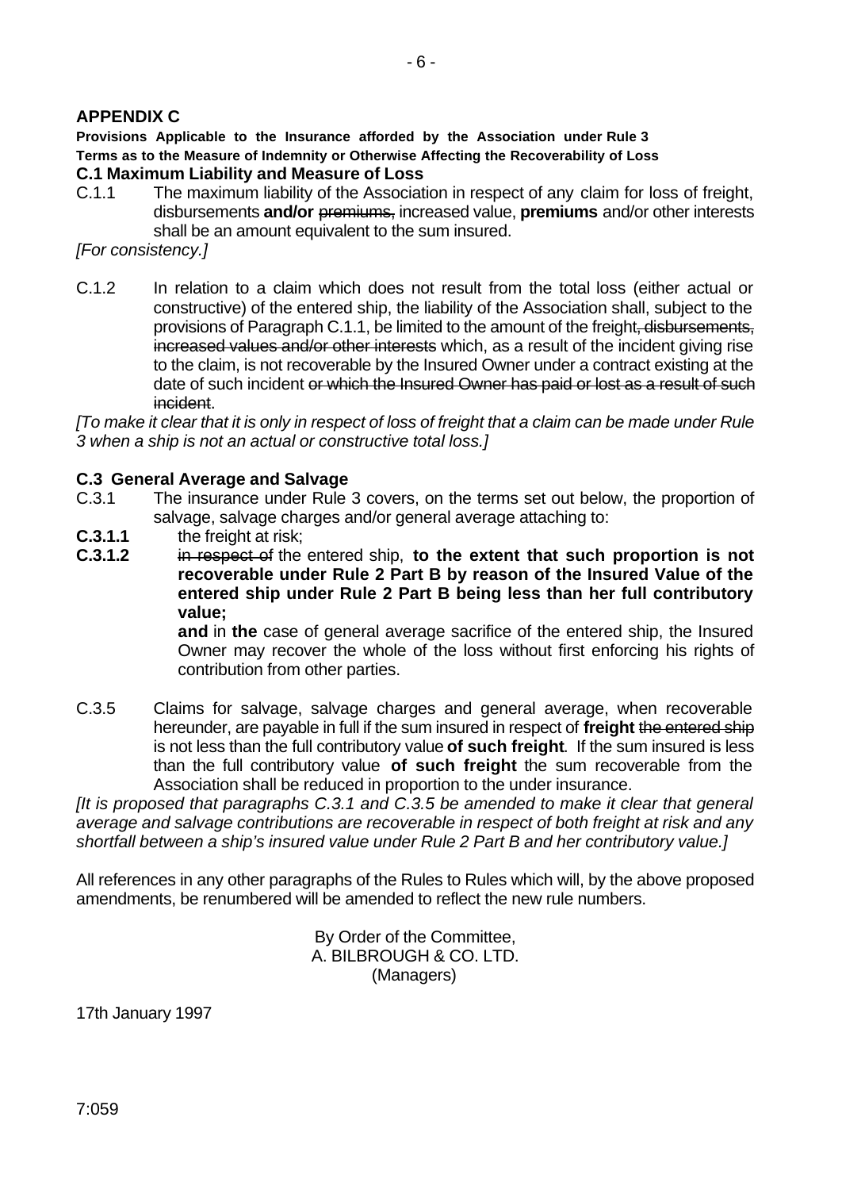## APPENDIX C

**Provisions Applicable to the Insurance afforded by the Association under Rule 3**
**Terms as to the Measure of Indemnity or Otherwise Affecting the Recoverability of Loss**

### C.1 Maximum Liability and Measure of Loss

C.1.1 The maximum liability of the Association in respect of any claim for loss of freight, disbursements **and/or** ~~premiums,~~ increased value, **premiums** and/or other interests shall be an amount equivalent to the sum insured.

*[For consistency.]*

C.1.2 In relation to a claim which does not result from the total loss (either actual or constructive) of the entered ship, the liability of the Association shall, subject to the provisions of Paragraph C.1.1, be limited to the amount of the freight~~, disbursements, increased values and/or other interests~~ which, as a result of the incident giving rise to the claim, is not recoverable by the Insured Owner under a contract existing at the date of such incident ~~or which the Insured Owner has paid or lost as a result of such incident~~.

*[To make it clear that it is only in respect of loss of freight that a claim can be made under Rule 3 when a ship is not an actual or constructive total loss.]*

### C.3 General Average and Salvage

C.3.1 The insurance under Rule 3 covers, on the terms set out below, the proportion of salvage, salvage charges and/or general average attaching to:

**C.3.1.1** the freight at risk;

**C.3.1.2** ~~in respect of~~ the entered ship, **to the extent that such proportion is not recoverable under Rule 2 Part B by reason of the Insured Value of the entered ship under Rule 2 Part B being less than her full contributory value;**

**and** in **the** case of general average sacrifice of the entered ship, the Insured Owner may recover the whole of the loss without first enforcing his rights of contribution from other parties.

C.3.5 Claims for salvage, salvage charges and general average, when recoverable hereunder, are payable in full if the sum insured in respect of **freight** ~~the entered ship~~ is not less than the full contributory value **of such freight**. If the sum insured is less than the full contributory value **of such freight** the sum recoverable from the Association shall be reduced in proportion to the under insurance.

*[It is proposed that paragraphs C.3.1 and C.3.5 be amended to make it clear that general average and salvage contributions are recoverable in respect of both freight at risk and any shortfall between a ship's insured value under Rule 2 Part B and her contributory value.]*

All references in any other paragraphs of the Rules to Rules which will, by the above proposed amendments, be renumbered will be amended to reflect the new rule numbers.

By Order of the Committee,
A. BILBROUGH & CO. LTD.
(Managers)

17th January 1997

7:059